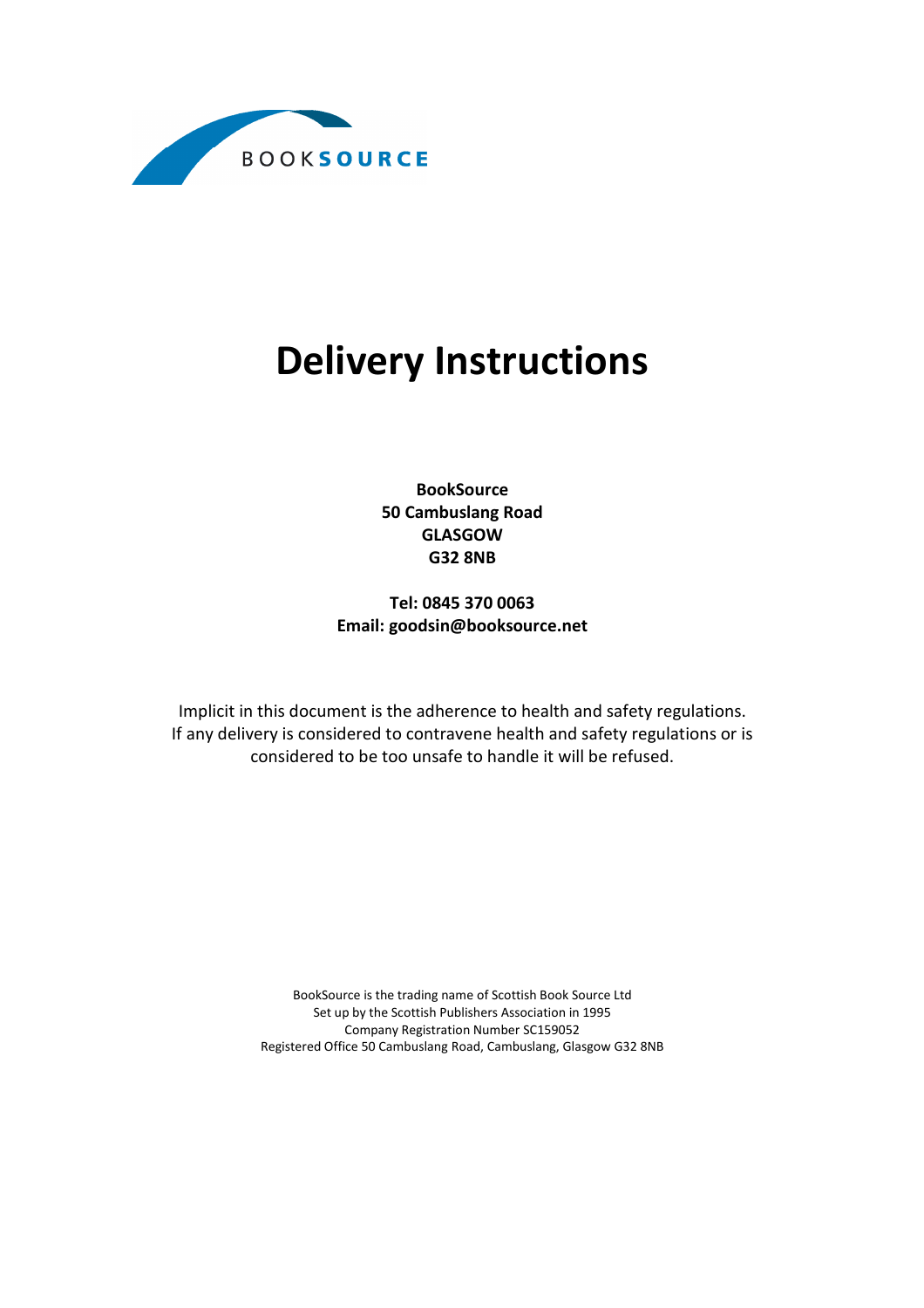BOOKSOURCE

# Delivery Instructions

**BookSource**
**50 Cambuslang Road**
**GLASGOW**
**G32 8NB**

**Tel: 0845 370 0063**
**Email: goodsin@booksource.net**

Implicit in this document is the adherence to health and safety regulations. If any delivery is considered to contravene health and safety regulations or is considered to be too unsafe to handle it will be refused.

BookSource is the trading name of Scottish Book Source Ltd
Set up by the Scottish Publishers Association in 1995
Company Registration Number SC159052
Registered Office 50 Cambuslang Road, Cambuslang, Glasgow G32 8NB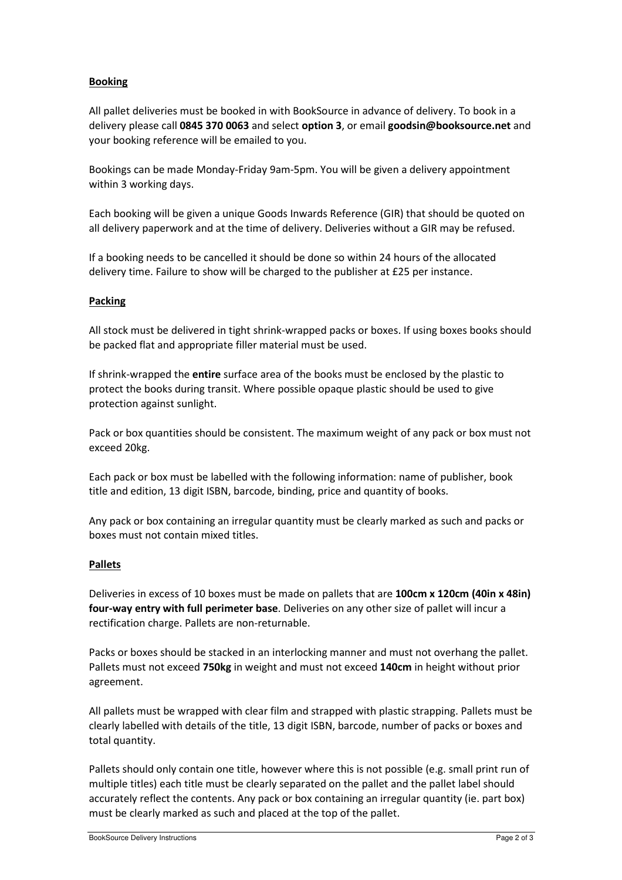**Booking**

All pallet deliveries must be booked in with BookSource in advance of delivery. To book in a delivery please call **0845 370 0063** and select **option 3**, or email **goodsin@booksource.net** and your booking reference will be emailed to you.

Bookings can be made Monday-Friday 9am-5pm. You will be given a delivery appointment within 3 working days.

Each booking will be given a unique Goods Inwards Reference (GIR) that should be quoted on all delivery paperwork and at the time of delivery. Deliveries without a GIR may be refused.

If a booking needs to be cancelled it should be done so within 24 hours of the allocated delivery time. Failure to show will be charged to the publisher at £25 per instance.

**Packing**

All stock must be delivered in tight shrink-wrapped packs or boxes. If using boxes books should be packed flat and appropriate filler material must be used.

If shrink-wrapped the **entire** surface area of the books must be enclosed by the plastic to protect the books during transit. Where possible opaque plastic should be used to give protection against sunlight.

Pack or box quantities should be consistent. The maximum weight of any pack or box must not exceed 20kg.

Each pack or box must be labelled with the following information: name of publisher, book title and edition, 13 digit ISBN, barcode, binding, price and quantity of books.

Any pack or box containing an irregular quantity must be clearly marked as such and packs or boxes must not contain mixed titles.

**Pallets**

Deliveries in excess of 10 boxes must be made on pallets that are **100cm x 120cm (40in x 48in) four-way entry with full perimeter base**. Deliveries on any other size of pallet will incur a rectification charge. Pallets are non-returnable.

Packs or boxes should be stacked in an interlocking manner and must not overhang the pallet. Pallets must not exceed **750kg** in weight and must not exceed **140cm** in height without prior agreement.

All pallets must be wrapped with clear film and strapped with plastic strapping. Pallets must be clearly labelled with details of the title, 13 digit ISBN, barcode, number of packs or boxes and total quantity.

Pallets should only contain one title, however where this is not possible (e.g. small print run of multiple titles) each title must be clearly separated on the pallet and the pallet label should accurately reflect the contents. Any pack or box containing an irregular quantity (ie. part box) must be clearly marked as such and placed at the top of the pallet.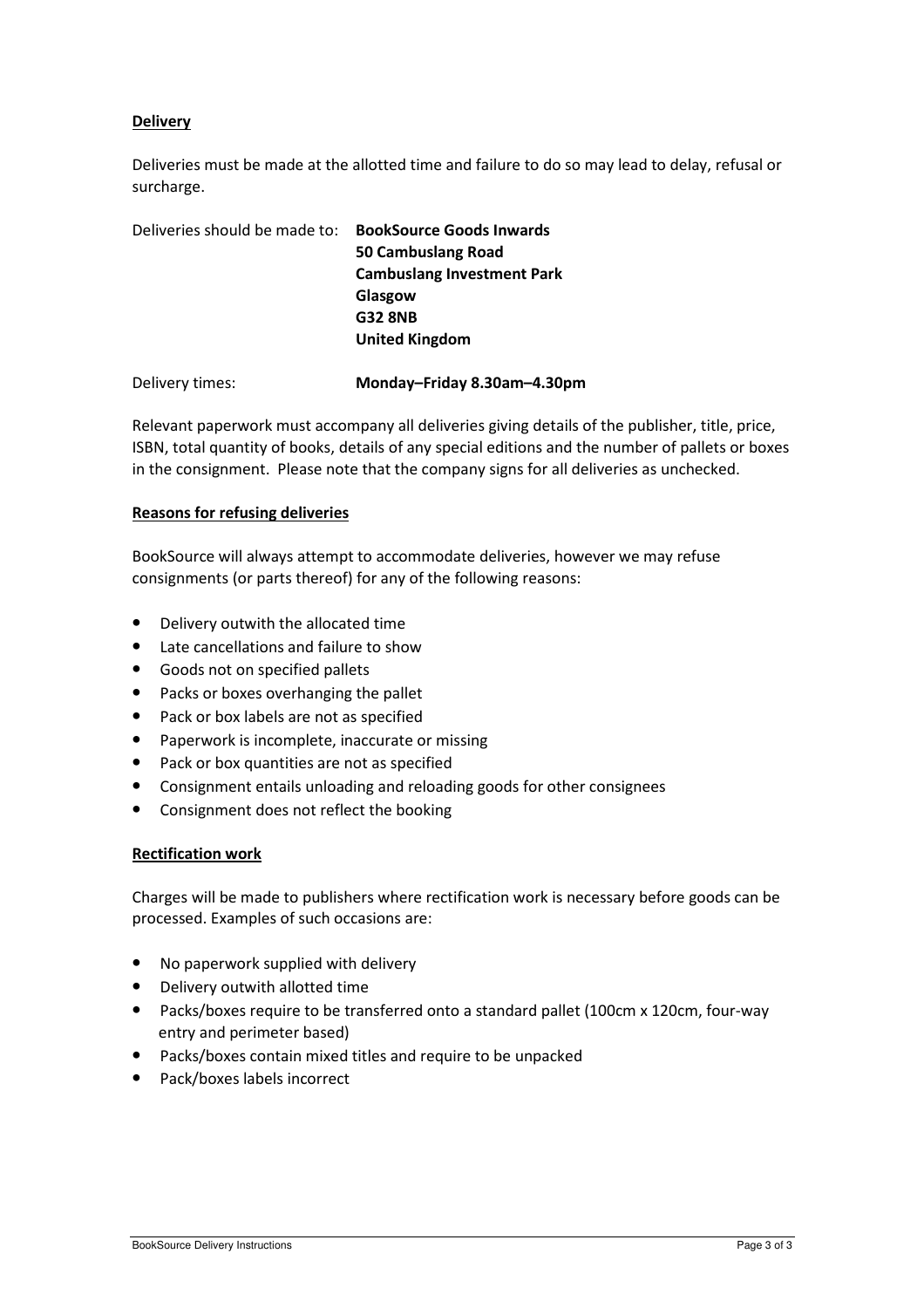**Delivery**

Deliveries must be made at the allotted time and failure to do so may lead to delay, refusal or surcharge.

Deliveries should be made to: **BookSource Goods Inwards**
**50 Cambuslang Road**
**Cambuslang Investment Park**
**Glasgow**
**G32 8NB**
**United Kingdom**

Delivery times: **Monday–Friday 8.30am–4.30pm**

Relevant paperwork must accompany all deliveries giving details of the publisher, title, price, ISBN, total quantity of books, details of any special editions and the number of pallets or boxes in the consignment. Please note that the company signs for all deliveries as unchecked.

**Reasons for refusing deliveries**

BookSource will always attempt to accommodate deliveries, however we may refuse consignments (or parts thereof) for any of the following reasons:

- Delivery outwith the allocated time
- Late cancellations and failure to show
- Goods not on specified pallets
- Packs or boxes overhanging the pallet
- Pack or box labels are not as specified
- Paperwork is incomplete, inaccurate or missing
- Pack or box quantities are not as specified
- Consignment entails unloading and reloading goods for other consignees
- Consignment does not reflect the booking

**Rectification work**

Charges will be made to publishers where rectification work is necessary before goods can be processed. Examples of such occasions are:

- No paperwork supplied with delivery
- Delivery outwith allotted time
- Packs/boxes require to be transferred onto a standard pallet (100cm x 120cm, four-way entry and perimeter based)
- Packs/boxes contain mixed titles and require to be unpacked
- Pack/boxes labels incorrect